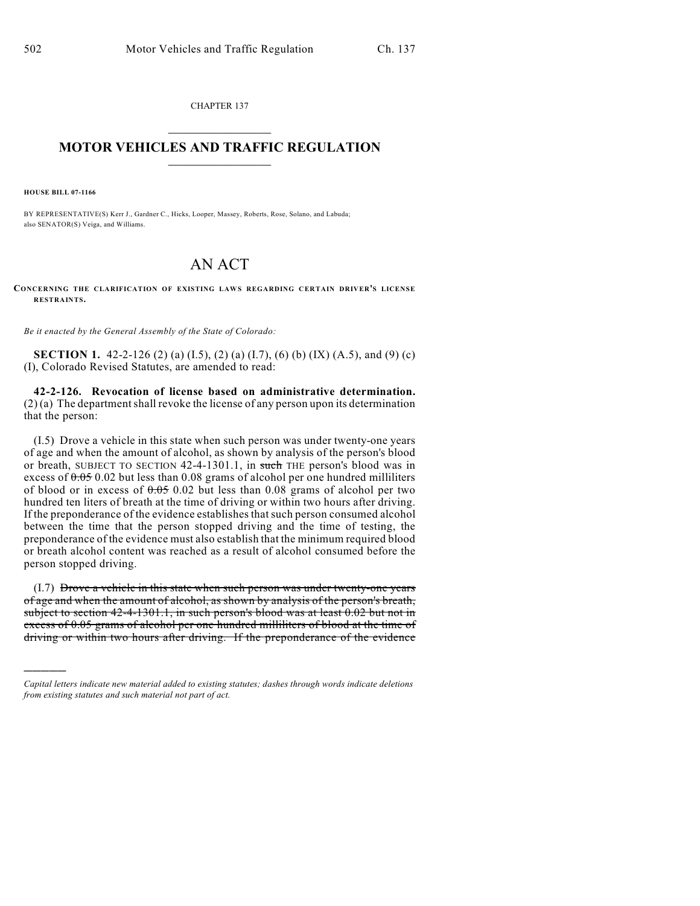CHAPTER 137

# MOTOR VEHICLES AND TRAFFIC REGULATION

**HOUSE BILL 07-1166**

BY REPRESENTATIVE(S) Kerr J., Gardner C., Hicks, Looper, Massey, Roberts, Rose, Solano, and Labuda; also SENATOR(S) Veiga, and Williams.

# AN ACT

**CONCERNING THE CLARIFICATION OF EXISTING LAWS REGARDING CERTAIN DRIVER'S LICENSE RESTRAINTS.**

*Be it enacted by the General Assembly of the State of Colorado:*

**SECTION 1.** 42-2-126 (2) (a) (I.5), (2) (a) (I.7), (6) (b) (IX) (A.5), and (9) (c) (I), Colorado Revised Statutes, are amended to read:

**42-2-126. Revocation of license based on administrative determination.** (2) (a) The department shall revoke the license of any person upon its determination that the person:

(I.5) Drove a vehicle in this state when such person was under twenty-one years of age and when the amount of alcohol, as shown by analysis of the person's blood or breath, SUBJECT TO SECTION 42-4-1301.1, in ~~such~~ THE person's blood was in excess of ~~0.05~~ 0.02 but less than 0.08 grams of alcohol per one hundred milliliters of blood or in excess of ~~0.05~~ 0.02 but less than 0.08 grams of alcohol per two hundred ten liters of breath at the time of driving or within two hours after driving. If the preponderance of the evidence establishes that such person consumed alcohol between the time that the person stopped driving and the time of testing, the preponderance of the evidence must also establish that the minimum required blood or breath alcohol content was reached as a result of alcohol consumed before the person stopped driving.

(I.7) ~~Drove a vehicle in this state when such person was under twenty-one years of age and when the amount of alcohol, as shown by analysis of the person's breath, subject to section 42-4-1301.1, in such person's blood was at least 0.02 but not in excess of 0.05 grams of alcohol per one hundred milliliters of blood at the time of driving or within two hours after driving. If the preponderance of the evidence~~

*Capital letters indicate new material added to existing statutes; dashes through words indicate deletions from existing statutes and such material not part of act.*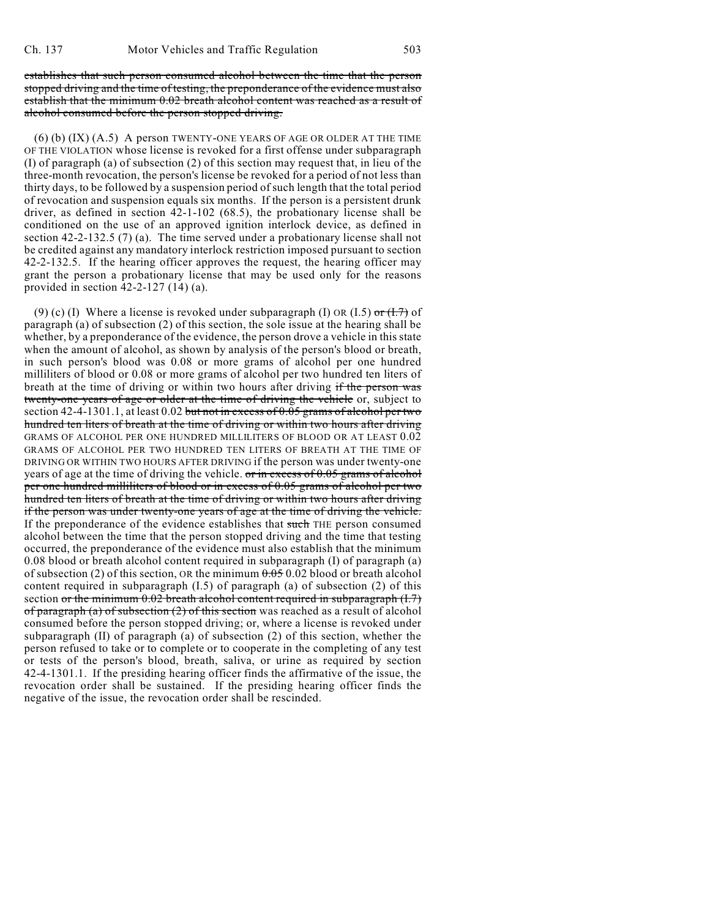~~establishes that such person consumed alcohol between the time that the person stopped driving and the time of testing, the preponderance of the evidence must also establish that the minimum 0.02 breath alcohol content was reached as a result of alcohol consumed before the person stopped driving.~~

(6) (b) (IX) (A.5) A person TWENTY-ONE YEARS OF AGE OR OLDER AT THE TIME OF THE VIOLATION whose license is revoked for a first offense under subparagraph (I) of paragraph (a) of subsection (2) of this section may request that, in lieu of the three-month revocation, the person's license be revoked for a period of not less than thirty days, to be followed by a suspension period of such length that the total period of revocation and suspension equals six months. If the person is a persistent drunk driver, as defined in section 42-1-102 (68.5), the probationary license shall be conditioned on the use of an approved ignition interlock device, as defined in section 42-2-132.5 (7) (a). The time served under a probationary license shall not be credited against any mandatory interlock restriction imposed pursuant to section 42-2-132.5. If the hearing officer approves the request, the hearing officer may grant the person a probationary license that may be used only for the reasons provided in section 42-2-127 (14) (a).

(9) (c) (I) Where a license is revoked under subparagraph (I) OR (I.5) ~~or (I.7)~~ of paragraph (a) of subsection (2) of this section, the sole issue at the hearing shall be whether, by a preponderance of the evidence, the person drove a vehicle in this state when the amount of alcohol, as shown by analysis of the person's blood or breath, in such person's blood was 0.08 or more grams of alcohol per one hundred milliliters of blood or 0.08 or more grams of alcohol per two hundred ten liters of breath at the time of driving or within two hours after driving ~~if the person was twenty-one years of age or older at the time of driving the vehicle~~ or, subject to section 42-4-1301.1, at least 0.02 ~~but not in excess of 0.05 grams of alcohol per two hundred ten liters of breath at the time of driving or within two hours after driving~~ GRAMS OF ALCOHOL PER ONE HUNDRED MILLILITERS OF BLOOD OR AT LEAST 0.02 GRAMS OF ALCOHOL PER TWO HUNDRED TEN LITERS OF BREATH AT THE TIME OF DRIVING OR WITHIN TWO HOURS AFTER DRIVING if the person was under twenty-one years of age at the time of driving the vehicle. ~~or in excess of 0.05 grams of alcohol per one hundred milliliters of blood or in excess of 0.05 grams of alcohol per two hundred ten liters of breath at the time of driving or within two hours after driving if the person was under twenty-one years of age at the time of driving the vehicle.~~ If the preponderance of the evidence establishes that ~~such~~ THE person consumed alcohol between the time that the person stopped driving and the time that testing occurred, the preponderance of the evidence must also establish that the minimum 0.08 blood or breath alcohol content required in subparagraph (I) of paragraph (a) of subsection (2) of this section, OR the minimum ~~0.05~~ 0.02 blood or breath alcohol content required in subparagraph (I.5) of paragraph (a) of subsection (2) of this section ~~or the minimum 0.02 breath alcohol content required in subparagraph (I.7) of paragraph (a) of subsection (2) of this section~~ was reached as a result of alcohol consumed before the person stopped driving; or, where a license is revoked under subparagraph (II) of paragraph (a) of subsection (2) of this section, whether the person refused to take or to complete or to cooperate in the completing of any test or tests of the person's blood, breath, saliva, or urine as required by section 42-4-1301.1. If the presiding hearing officer finds the affirmative of the issue, the revocation order shall be sustained. If the presiding hearing officer finds the negative of the issue, the revocation order shall be rescinded.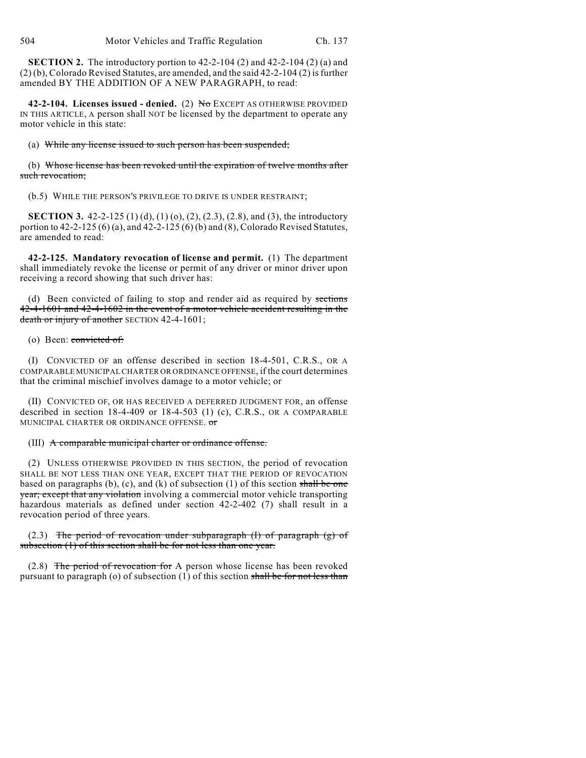**SECTION 2.** The introductory portion to 42-2-104 (2) and 42-2-104 (2) (a) and (2) (b), Colorado Revised Statutes, are amended, and the said 42-2-104 (2) is further amended BY THE ADDITION OF A NEW PARAGRAPH, to read:

**42-2-104. Licenses issued - denied.** (2) ~~No~~ EXCEPT AS OTHERWISE PROVIDED IN THIS ARTICLE, A person shall NOT be licensed by the department to operate any motor vehicle in this state:

(a) ~~While any license issued to such person has been suspended;~~

(b) ~~Whose license has been revoked until the expiration of twelve months after such revocation;~~

(b.5) WHILE THE PERSON'S PRIVILEGE TO DRIVE IS UNDER RESTRAINT;

**SECTION 3.** 42-2-125 (1) (d), (1) (o), (2), (2.3), (2.8), and (3), the introductory portion to 42-2-125 (6) (a), and 42-2-125 (6) (b) and (8), Colorado Revised Statutes, are amended to read:

**42-2-125. Mandatory revocation of license and permit.** (1) The department shall immediately revoke the license or permit of any driver or minor driver upon receiving a record showing that such driver has:

(d) Been convicted of failing to stop and render aid as required by ~~sections 42-4-1601 and 42-4-1602 in the event of a motor vehicle accident resulting in the death or injury of another~~ SECTION 42-4-1601;

(o) Been: ~~convicted of:~~

(I) CONVICTED OF an offense described in section 18-4-501, C.R.S., OR A COMPARABLE MUNICIPAL CHARTER OR ORDINANCE OFFENSE, if the court determines that the criminal mischief involves damage to a motor vehicle; or

(II) CONVICTED OF, OR HAS RECEIVED A DEFERRED JUDGMENT FOR, an offense described in section 18-4-409 or 18-4-503 (1) (c), C.R.S., OR A COMPARABLE MUNICIPAL CHARTER OR ORDINANCE OFFENSE. ~~or~~

(III) ~~A comparable municipal charter or ordinance offense.~~

(2) UNLESS OTHERWISE PROVIDED IN THIS SECTION, the period of revocation SHALL BE NOT LESS THAN ONE YEAR, EXCEPT THAT THE PERIOD OF REVOCATION based on paragraphs (b), (c), and (k) of subsection (1) of this section ~~shall be one year; except that any violation~~ involving a commercial motor vehicle transporting hazardous materials as defined under section 42-2-402 (7) shall result in a revocation period of three years.

(2.3) ~~The period of revocation under subparagraph (I) of paragraph (g) of subsection (1) of this section shall be for not less than one year.~~

(2.8) ~~The period of revocation for~~ A person whose license has been revoked pursuant to paragraph (o) of subsection (1) of this section ~~shall be for not less than~~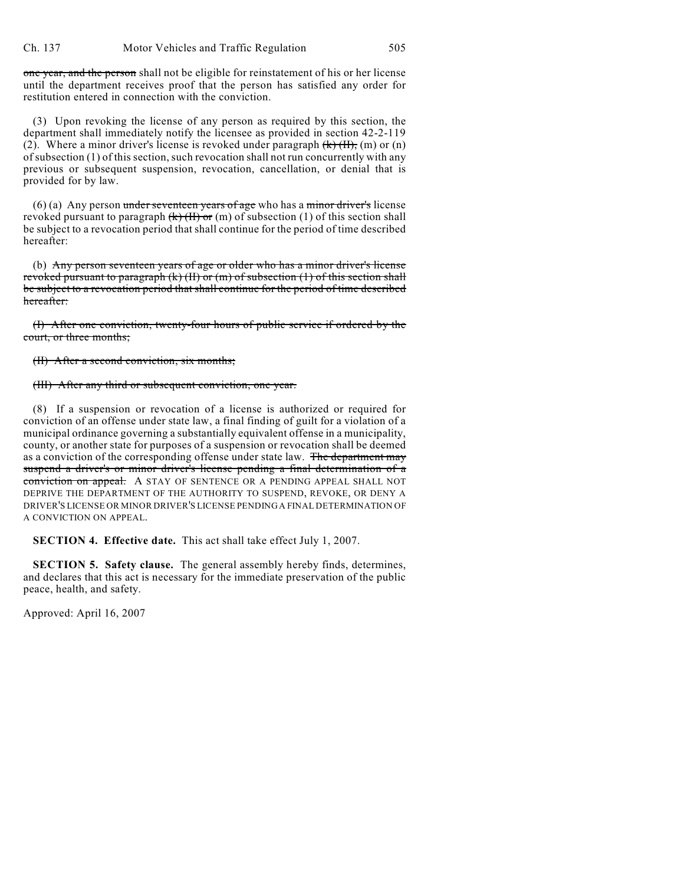~~one year, and the person~~ shall not be eligible for reinstatement of his or her license until the department receives proof that the person has satisfied any order for restitution entered in connection with the conviction.

(3) Upon revoking the license of any person as required by this section, the department shall immediately notify the licensee as provided in section 42-2-119 (2). Where a minor driver's license is revoked under paragraph ~~(k) (II),~~ (m) or (n) of subsection (1) of this section, such revocation shall not run concurrently with any previous or subsequent suspension, revocation, cancellation, or denial that is provided for by law.

(6) (a) Any person ~~under seventeen years of age~~ who has a ~~minor driver's~~ license revoked pursuant to paragraph ~~(k) (II) or~~ (m) of subsection (1) of this section shall be subject to a revocation period that shall continue for the period of time described hereafter:

(b) ~~Any person seventeen years of age or older who has a minor driver's license revoked pursuant to paragraph (k) (II) or (m) of subsection (1) of this section shall be subject to a revocation period that shall continue for the period of time described hereafter:~~

~~(I) After one conviction, twenty-four hours of public service if ordered by the court, or three months;~~

~~(II) After a second conviction, six months;~~

~~(III) After any third or subsequent conviction, one year.~~

(8) If a suspension or revocation of a license is authorized or required for conviction of an offense under state law, a final finding of guilt for a violation of a municipal ordinance governing a substantially equivalent offense in a municipality, county, or another state for purposes of a suspension or revocation shall be deemed as a conviction of the corresponding offense under state law. ~~The department may suspend a driver's or minor driver's license pending a final determination of a conviction on appeal.~~ A STAY OF SENTENCE OR A PENDING APPEAL SHALL NOT DEPRIVE THE DEPARTMENT OF THE AUTHORITY TO SUSPEND, REVOKE, OR DENY A DRIVER'S LICENSE OR MINOR DRIVER'S LICENSE PENDING A FINAL DETERMINATION OF A CONVICTION ON APPEAL.

**SECTION 4. Effective date.** This act shall take effect July 1, 2007.

**SECTION 5. Safety clause.** The general assembly hereby finds, determines, and declares that this act is necessary for the immediate preservation of the public peace, health, and safety.

Approved: April 16, 2007